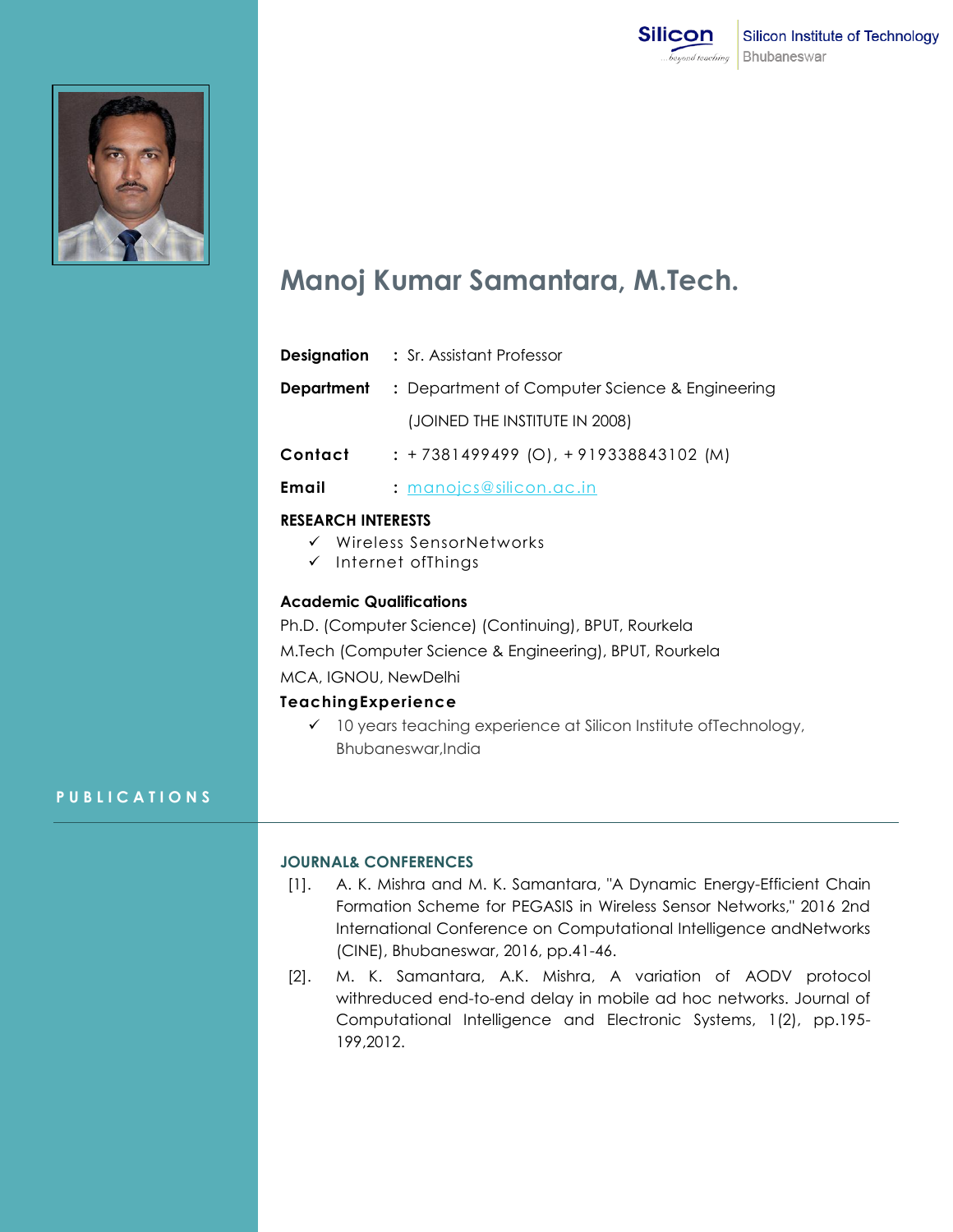Silicon Institute of Technology
Bhubaneswar

# Manoj Kumar Samantara, M.Tech.

**Designation** : Sr. Assistant Professor

**Department** : Department of Computer Science & Engineering

(JOINED THE INSTITUTE IN 2008)

**Contact** : + 7381499499 (O), + 919338843102 (M)

**Email** : manojcs@silicon.ac.in

### RESEARCH INTERESTS

- ✓ Wireless SensorNetworks
- ✓ Internet ofThings

### Academic Qualifications

Ph.D. (Computer Science) (Continuing), BPUT, Rourkela

M.Tech (Computer Science & Engineering), BPUT, Rourkela

MCA, IGNOU, NewDelhi

### TeachingExperience

- ✓ 10 years teaching experience at Silicon Institute ofTechnology, Bhubaneswar,India

## PUBLICATIONS

### JOURNAL& CONFERENCES

[1]. A. K. Mishra and M. K. Samantara, "A Dynamic Energy-Efficient Chain Formation Scheme for PEGASIS in Wireless Sensor Networks," 2016 2nd International Conference on Computational Intelligence andNetworks (CINE), Bhubaneswar, 2016, pp.41-46.

[2]. M. K. Samantara, A.K. Mishra, A variation of AODV protocol withreduced end-to-end delay in mobile ad hoc networks. Journal of Computational Intelligence and Electronic Systems, 1(2), pp.195-199,2012.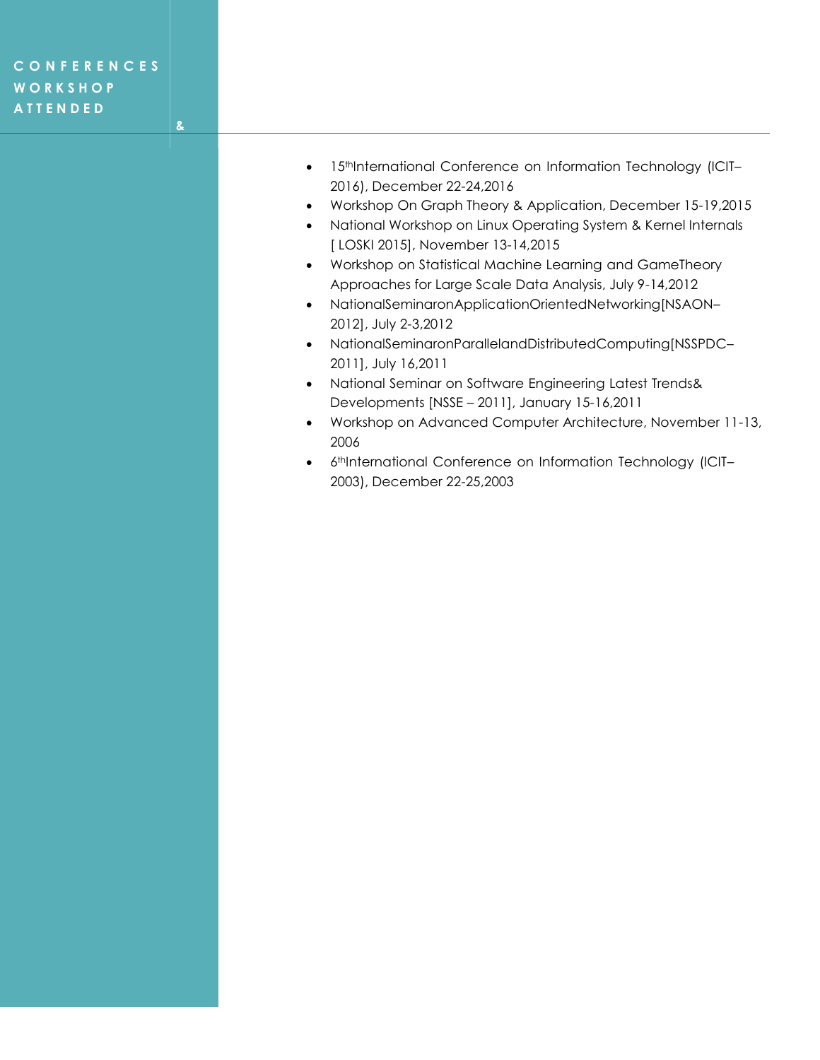## CONFERENCES & WORKSHOP ATTENDED

- 15th International Conference on Information Technology (ICIT–2016), December 22-24,2016
- Workshop On Graph Theory & Application, December 15-19,2015
- National Workshop on Linux Operating System & Kernel Internals [ LOSKI 2015], November 13-14,2015
- Workshop on Statistical Machine Learning and GameTheory Approaches for Large Scale Data Analysis, July 9-14,2012
- NationalSeminaronApplicationOrientedNetworking[NSAON–2012], July 2-3,2012
- NationalSeminaronParallelandDistributedComputing[NSSPDC–2011], July 16,2011
- National Seminar on Software Engineering Latest Trends& Developments [NSSE – 2011], January 15-16,2011
- Workshop on Advanced Computer Architecture, November 11-13, 2006
- 6th International Conference on Information Technology (ICIT–2003), December 22-25,2003